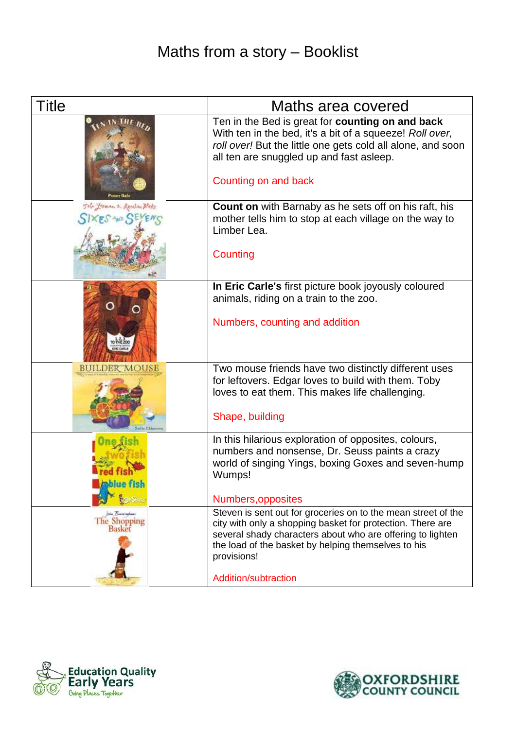# Maths from a story – Booklist

| Title | Maths area covered |
|---|---|
| | Ten in the Bed is great for **counting on and back** With ten in the bed, it's a bit of a squeeze! *Roll over, roll over!* But the little one gets cold all alone, and soon all ten are snuggled up and fast asleep.<br><br>Counting on and back |
| | **Count on** with Barnaby as he sets off on his raft, his mother tells him to stop at each village on the way to Limber Lea.<br><br>Counting |
| | **In Eric Carle's** first picture book joyously coloured animals, riding on a train to the zoo.<br><br>Numbers, counting and addition |
| | Two mouse friends have two distinctly different uses for leftovers. Edgar loves to build with them. Toby loves to eat them. This makes life challenging.<br><br>Shape, building |
| | In this hilarious exploration of opposites, colours, numbers and nonsense, Dr. Seuss paints a crazy world of singing Yings, boxing Goxes and seven-hump Wumps!<br><br>Numbers,opposites |
| | Steven is sent out for groceries on to the mean street of the city with only a shopping basket for protection. There are several shady characters about who are offering to lighten the load of the basket by helping themselves to his provisions!<br><br>Addition/subtraction |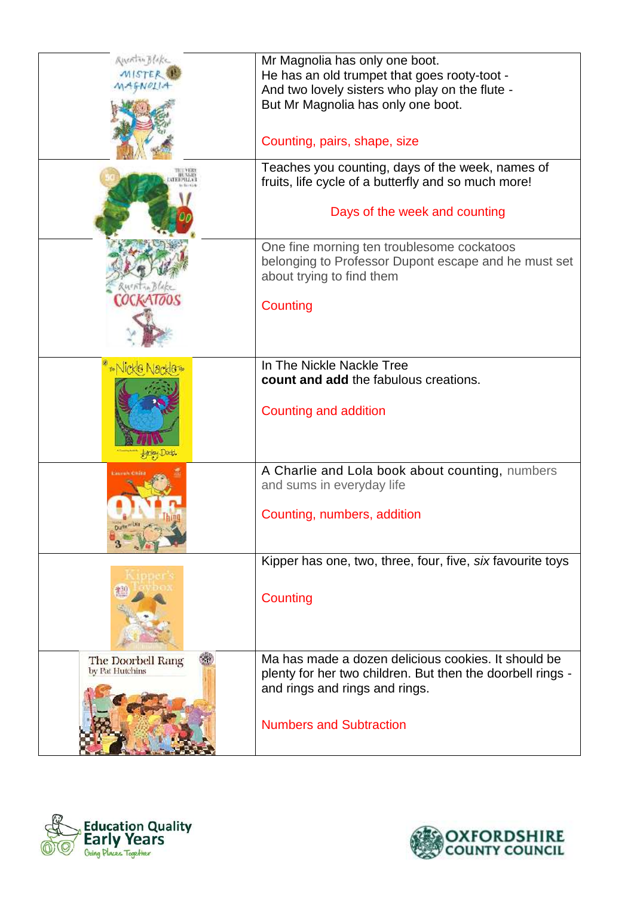| | |
|---|---|
| | Mr Magnolia has only one boot.<br>He has an old trumpet that goes rooty-toot -<br>And two lovely sisters who play on the flute -<br>But Mr Magnolia has only one boot.<br><br>Counting, pairs, shape, size |
| | Teaches you counting, days of the week, names of fruits, life cycle of a butterfly and so much more!<br><br>Days of the week and counting |
| | One fine morning ten troublesome cockatoos belonging to Professor Dupont escape and he must set about trying to find them<br><br>Counting |
| | In The Nickle Nackle Tree<br>**count and add** the fabulous creations.<br><br>Counting and addition |
| | A Charlie and Lola book about counting, numbers and sums in everyday life<br><br>Counting, numbers, addition |
| | Kipper has one, two, three, four, five, *six* favourite toys<br><br>Counting |
| | Ma has made a dozen delicious cookies. It should be plenty for her two children. But then the doorbell rings - and rings and rings and rings.<br><br>Numbers and Subtraction |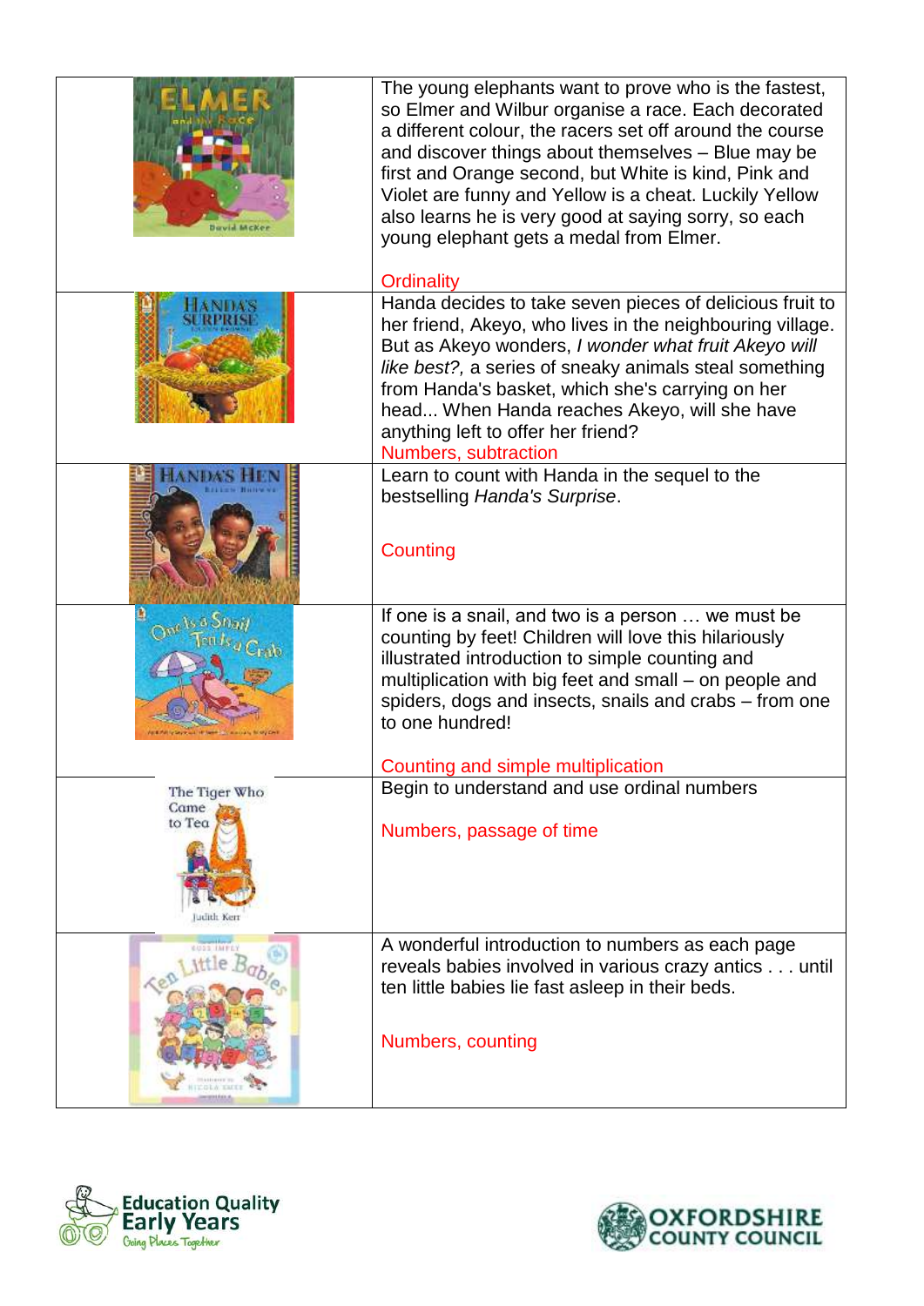| | |
|---|---|
| | The young elephants want to prove who is the fastest, so Elmer and Wilbur organise a race. Each decorated a different colour, the racers set off around the course and discover things about themselves – Blue may be first and Orange second, but White is kind, Pink and Violet are funny and Yellow is a cheat. Luckily Yellow also learns he is very good at saying sorry, so each young elephant gets a medal from Elmer.<br><br>Ordinality |
| | Handa decides to take seven pieces of delicious fruit to her friend, Akeyo, who lives in the neighbouring village. But as Akeyo wonders, *I wonder what fruit Akeyo will like best?,* a series of sneaky animals steal something from Handa's basket, which she's carrying on her head... When Handa reaches Akeyo, will she have anything left to offer her friend?<br>Numbers, subtraction |
| | Learn to count with Handa in the sequel to the bestselling *Handa's Surprise*.<br><br>Counting |
| | If one is a snail, and two is a person … we must be counting by feet! Children will love this hilariously illustrated introduction to simple counting and multiplication with big feet and small – on people and spiders, dogs and insects, snails and crabs – from one to one hundred!<br><br>Counting and simple multiplication |
| | Begin to understand and use ordinal numbers<br><br>Numbers, passage of time |
| | A wonderful introduction to numbers as each page reveals babies involved in various crazy antics . . . until ten little babies lie fast asleep in their beds.<br><br>Numbers, counting |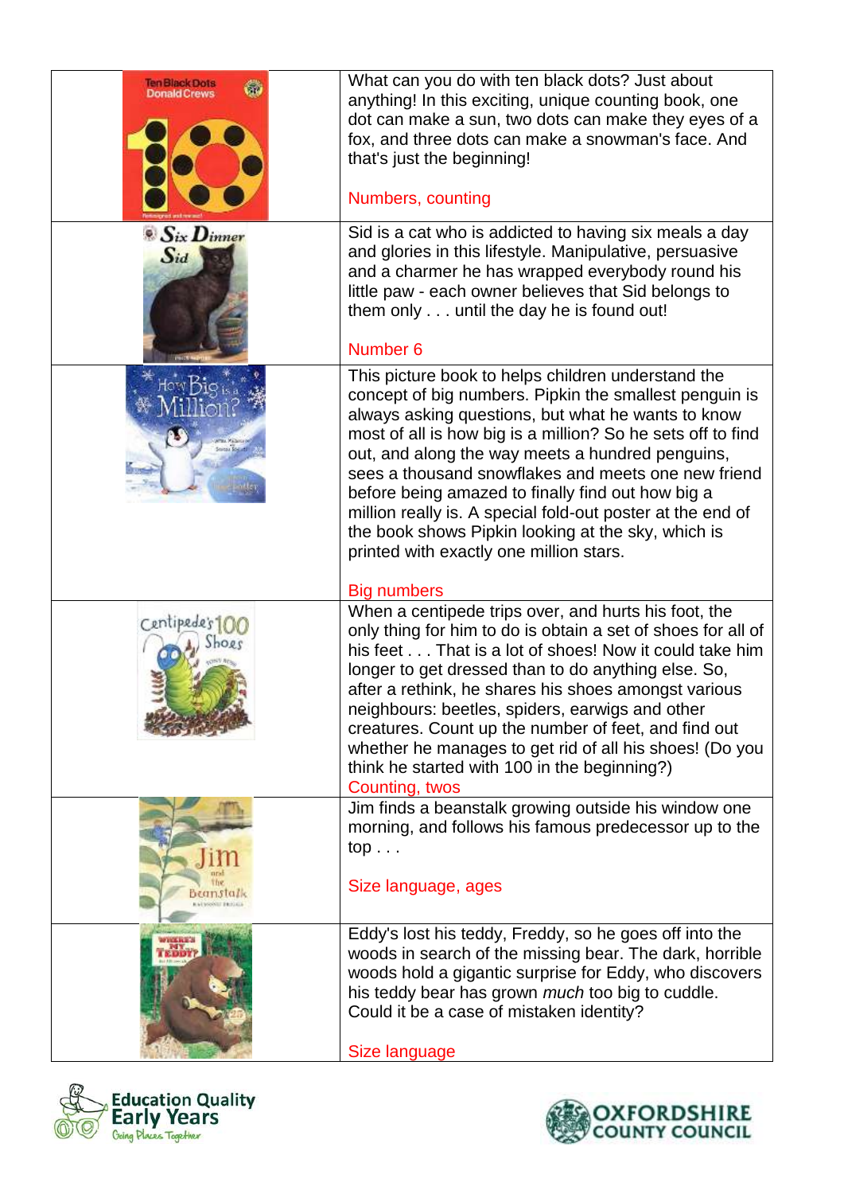| | |
|---|---|
| | What can you do with ten black dots? Just about anything! In this exciting, unique counting book, one dot can make a sun, two dots can make they eyes of a fox, and three dots can make a snowman's face. And that's just the beginning!<br><br>Numbers, counting |
| | Sid is a cat who is addicted to having six meals a day and glories in this lifestyle. Manipulative, persuasive and a charmer he has wrapped everybody round his little paw - each owner believes that Sid belongs to them only . . . until the day he is found out!<br><br>Number 6 |
| | This picture book to helps children understand the concept of big numbers. Pipkin the smallest penguin is always asking questions, but what he wants to know most of all is how big is a million? So he sets off to find out, and along the way meets a hundred penguins, sees a thousand snowflakes and meets one new friend before being amazed to finally find out how big a million really is. A special fold-out poster at the end of the book shows Pipkin looking at the sky, which is printed with exactly one million stars.<br><br>Big numbers |
| | When a centipede trips over, and hurts his foot, the only thing for him to do is obtain a set of shoes for all of his feet . . . That is a lot of shoes! Now it could take him longer to get dressed than to do anything else. So, after a rethink, he shares his shoes amongst various neighbours: beetles, spiders, earwigs and other creatures. Count up the number of feet, and find out whether he manages to get rid of all his shoes! (Do you think he started with 100 in the beginning?)<br>Counting, twos |
| | Jim finds a beanstalk growing outside his window one morning, and follows his famous predecessor up to the top . . .<br><br>Size language, ages |
| | Eddy's lost his teddy, Freddy, so he goes off into the woods in search of the missing bear. The dark, horrible woods hold a gigantic surprise for Eddy, who discovers his teddy bear has grown *much* too big to cuddle. Could it be a case of mistaken identity?<br><br>Size language |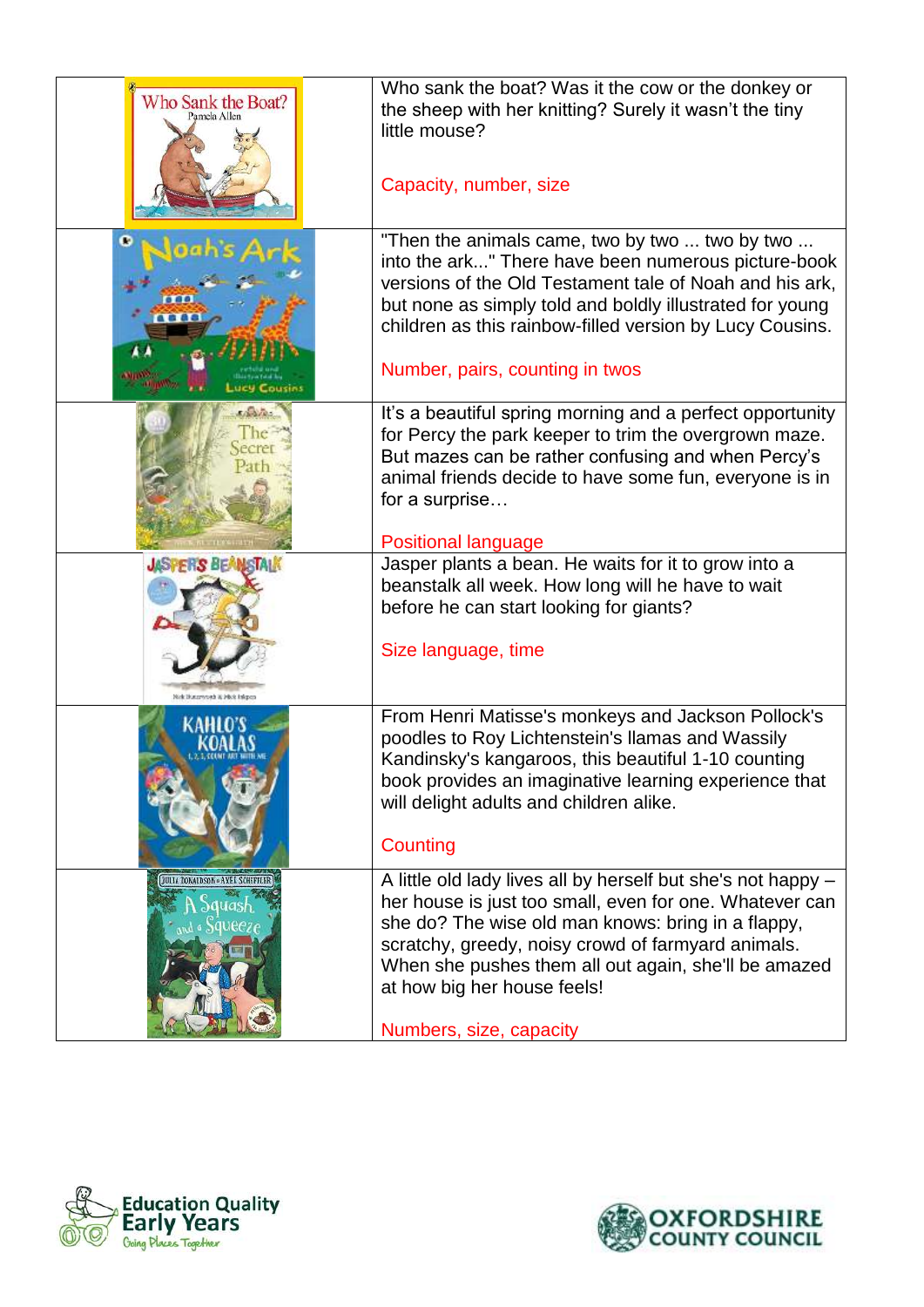| | |
|---|---|
| Who Sank the Boat? Pamela Allen | Who sank the boat? Was it the cow or the donkey or the sheep with her knitting? Surely it wasn't the tiny little mouse?<br><br>Capacity, number, size |
| Noah's Ark Lucy Cousins | "Then the animals came, two by two ... two by two ... into the ark..." There have been numerous picture-book versions of the Old Testament tale of Noah and his ark, but none as simply told and boldly illustrated for young children as this rainbow-filled version by Lucy Cousins.<br><br>Number, pairs, counting in twos |
| The Secret Path | It's a beautiful spring morning and a perfect opportunity for Percy the park keeper to trim the overgrown maze. But mazes can be rather confusing and when Percy's animal friends decide to have some fun, everyone is in for a surprise…<br><br>Positional language |
| Jasper's Beanstalk | Jasper plants a bean. He waits for it to grow into a beanstalk all week. How long will he have to wait before he can start looking for giants?<br><br>Size language, time |
| Kahlo's Koalas 1, 2, 3, Count Art With Me | From Henri Matisse's monkeys and Jackson Pollock's poodles to Roy Lichtenstein's llamas and Wassily Kandinsky's kangaroos, this beautiful 1-10 counting book provides an imaginative learning experience that will delight adults and children alike.<br><br>Counting |
| Julia Donaldson & Axel Scheffler A Squash and a Squeeze | A little old lady lives all by herself but she's not happy – her house is just too small, even for one. Whatever can she do? The wise old man knows: bring in a flappy, scratchy, greedy, noisy crowd of farmyard animals. When she pushes them all out again, she'll be amazed at how big her house feels!<br><br>Numbers, size, capacity |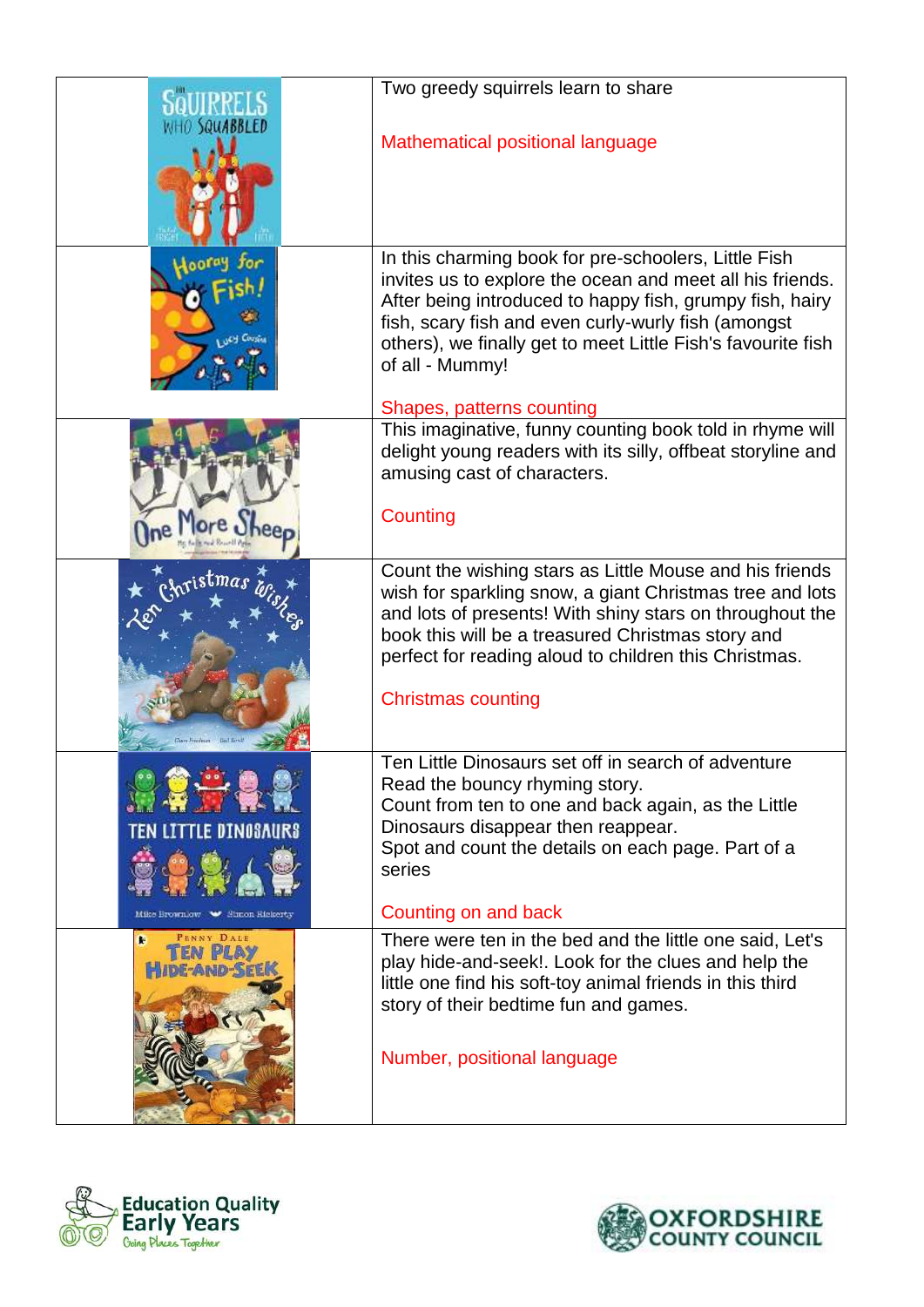| | |
|---|---|
| | Two greedy squirrels learn to share<br><br>Mathematical positional language |
| | In this charming book for pre-schoolers, Little Fish invites us to explore the ocean and meet all his friends. After being introduced to happy fish, grumpy fish, hairy fish, scary fish and even curly-wurly fish (amongst others), we finally get to meet Little Fish's favourite fish of all - Mummy!<br><br>Shapes, patterns counting |
| | This imaginative, funny counting book told in rhyme will delight young readers with its silly, offbeat storyline and amusing cast of characters.<br><br>Counting |
| | Count the wishing stars as Little Mouse and his friends wish for sparkling snow, a giant Christmas tree and lots and lots of presents! With shiny stars on throughout the book this will be a treasured Christmas story and perfect for reading aloud to children this Christmas.<br><br>Christmas counting |
| | Ten Little Dinosaurs set off in search of adventure Read the bouncy rhyming story.<br>Count from ten to one and back again, as the Little Dinosaurs disappear then reappear.<br>Spot and count the details on each page. Part of a series<br><br>Counting on and back |
| | There were ten in the bed and the little one said, Let's play hide-and-seek!. Look for the clues and help the little one find his soft-toy animal friends in this third story of their bedtime fun and games.<br><br>Number, positional language |

Education Quality Early Years Going Places Together

OXFORDSHIRE COUNTY COUNCIL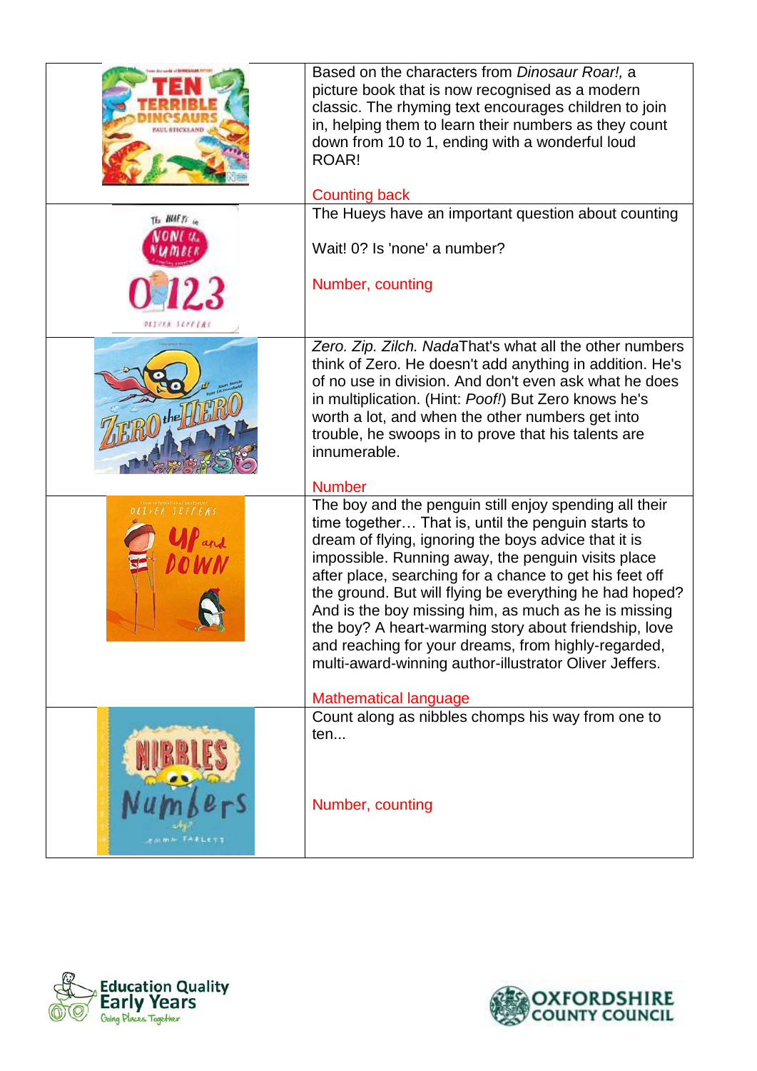| | |
|---|---|
| | Based on the characters from *Dinosaur Roar!,* a picture book that is now recognised as a modern classic. The rhyming text encourages children to join in, helping them to learn their numbers as they count down from 10 to 1, ending with a wonderful loud ROAR!<br><br>Counting back |
| | The Hueys have an important question about counting<br><br>Wait! 0? Is 'none' a number?<br><br>Number, counting |
| | *Zero. Zip. Zilch. Nada*That's what all the other numbers think of Zero. He doesn't add anything in addition. He's of no use in division. And don't even ask what he does in multiplication. (Hint: *Poof!*) But Zero knows he's worth a lot, and when the other numbers get into trouble, he swoops in to prove that his talents are innumerable.<br><br>Number |
| | The boy and the penguin still enjoy spending all their time together… That is, until the penguin starts to dream of flying, ignoring the boys advice that it is impossible. Running away, the penguin visits place after place, searching for a chance to get his feet off the ground. But will flying be everything he had hoped? And is the boy missing him, as much as he is missing the boy? A heart-warming story about friendship, love and reaching for your dreams, from highly-regarded, multi-award-winning author-illustrator Oliver Jeffers.<br><br>Mathematical language |
| | Count along as nibbles chomps his way from one to ten...<br><br>Number, counting |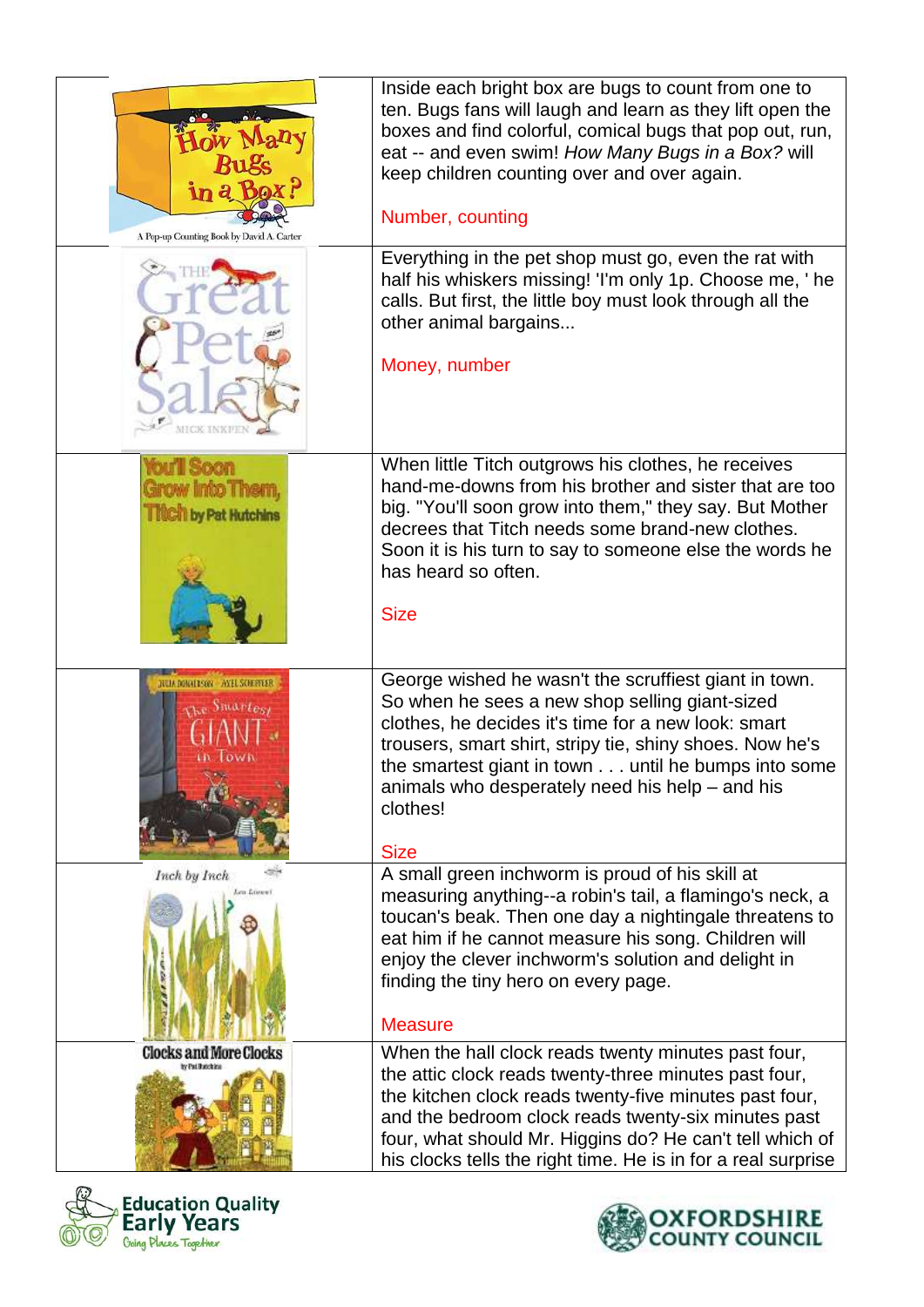| | |
|---|---|
| How Many Bugs in a Box? A Pop-up Counting Book by David A. Carter | Inside each bright box are bugs to count from one to ten. Bugs fans will laugh and learn as they lift open the boxes and find colorful, comical bugs that pop out, run, eat -- and even swim! *How Many Bugs in a Box?* will keep children counting over and over again.<br><br>Number, counting |
| The Great Pet Sale, Mick Inkpen | Everything in the pet shop must go, even the rat with half his whiskers missing! 'I'm only 1p. Choose me, ' he calls. But first, the little boy must look through all the other animal bargains...<br><br>Money, number |
| You'll Soon Grow Into Them, Titch by Pat Hutchins | When little Titch outgrows his clothes, he receives hand-me-downs from his brother and sister that are too big. "You'll soon grow into them," they say. But Mother decrees that Titch needs some brand-new clothes. Soon it is his turn to say to someone else the words he has heard so often.<br><br>Size |
| The Smartest Giant in Town, Julia Donaldson, Axel Scheffler | George wished he wasn't the scruffiest giant in town. So when he sees a new shop selling giant-sized clothes, he decides it's time for a new look: smart trousers, smart shirt, stripy tie, shiny shoes. Now he's the smartest giant in town . . . until he bumps into some animals who desperately need his help – and his clothes!<br><br>Size |
| Inch by Inch, Leo Lionni | A small green inchworm is proud of his skill at measuring anything--a robin's tail, a flamingo's neck, a toucan's beak. Then one day a nightingale threatens to eat him if he cannot measure his song. Children will enjoy the clever inchworm's solution and delight in finding the tiny hero on every page.<br><br>Measure |
| Clocks and More Clocks by Pat Hutchins | When the hall clock reads twenty minutes past four, the attic clock reads twenty-three minutes past four, the kitchen clock reads twenty-five minutes past four, and the bedroom clock reads twenty-six minutes past four, what should Mr. Higgins do? He can't tell which of his clocks tells the right time. He is in for a real surprise |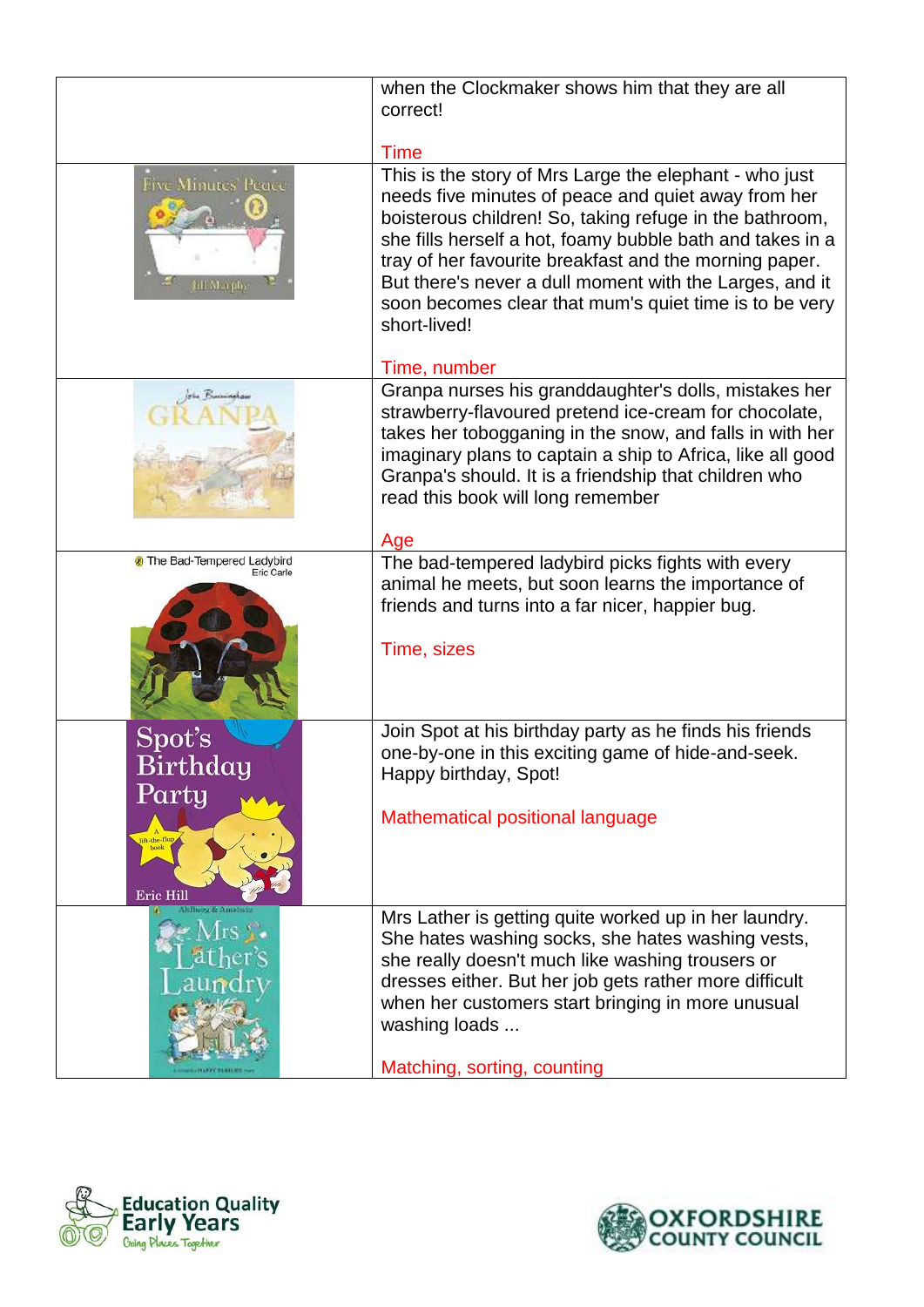| | |
|---|---|
| | when the Clockmaker shows him that they are all correct!<br><br>Time |
| Five Minutes' Peace<br>Jill Murphy | This is the story of Mrs Large the elephant - who just needs five minutes of peace and quiet away from her boisterous children! So, taking refuge in the bathroom, she fills herself a hot, foamy bubble bath and takes in a tray of her favourite breakfast and the morning paper. But there's never a dull moment with the Larges, and it soon becomes clear that mum's quiet time is to be very short-lived!<br><br>Time, number |
| John Burningham<br>GRANPA | Granpa nurses his granddaughter's dolls, mistakes her strawberry-flavoured pretend ice-cream for chocolate, takes her tobogganing in the snow, and falls in with her imaginary plans to captain a ship to Africa, like all good Granpa's should. It is a friendship that children who read this book will long remember<br><br>Age |
| The Bad-Tempered Ladybird<br>Eric Carle | The bad-tempered ladybird picks fights with every animal he meets, but soon learns the importance of friends and turns into a far nicer, happier bug.<br><br>Time, sizes |
| Spot's Birthday Party<br>A lift-the-flap book<br>Eric Hill | Join Spot at his birthday party as he finds his friends one-by-one in this exciting game of hide-and-seek. Happy birthday, Spot!<br><br>Mathematical positional language |
| Ahlberg & Amstutz<br>Mrs Lather's Laundry | Mrs Lather is getting quite worked up in her laundry. She hates washing socks, she hates washing vests, she really doesn't much like washing trousers or dresses either. But her job gets rather more difficult when her customers start bringing in more unusual washing loads ...<br><br>Matching, sorting, counting |

Education Quality Early Years
Going Places Together

OXFORDSHIRE COUNTY COUNCIL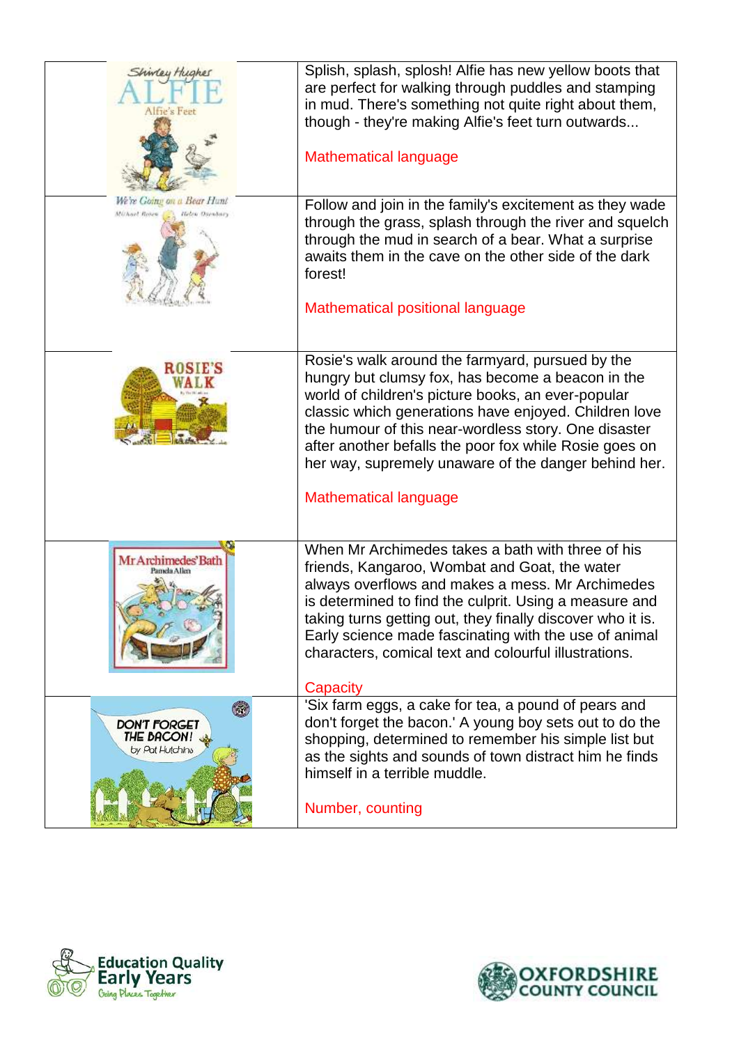| | |
|---|---|
| Shirley Hughes ALFIE Alfie's Feet | Splish, splash, splosh! Alfie has new yellow boots that are perfect for walking through puddles and stamping in mud. There's something not quite right about them, though - they're making Alfie's feet turn outwards...<br><br>Mathematical language |
| We're Going on a Bear Hunt Michael Rosen Helen Oxenbury | Follow and join in the family's excitement as they wade through the grass, splash through the river and squelch through the mud in search of a bear. What a surprise awaits them in the cave on the other side of the dark forest!<br><br>Mathematical positional language |
| ROSIE'S WALK | Rosie's walk around the farmyard, pursued by the hungry but clumsy fox, has become a beacon in the world of children's picture books, an ever-popular classic which generations have enjoyed. Children love the humour of this near-wordless story. One disaster after another befalls the poor fox while Rosie goes on her way, supremely unaware of the danger behind her.<br><br>Mathematical language |
| Mr Archimedes' Bath Pamela Allen | When Mr Archimedes takes a bath with three of his friends, Kangaroo, Wombat and Goat, the water always overflows and makes a mess. Mr Archimedes is determined to find the culprit. Using a measure and taking turns getting out, they finally discover who it is. Early science made fascinating with the use of animal characters, comical text and colourful illustrations.<br><br>Capacity |
| DON'T FORGET THE BACON! by Pat Hutchins | 'Six farm eggs, a cake for tea, a pound of pears and don't forget the bacon.' A young boy sets out to do the shopping, determined to remember his simple list but as the sights and sounds of town distract him he finds himself in a terrible muddle.<br><br>Number, counting |

Education Quality Early Years Going Places Together

OXFORDSHIRE COUNTY COUNCIL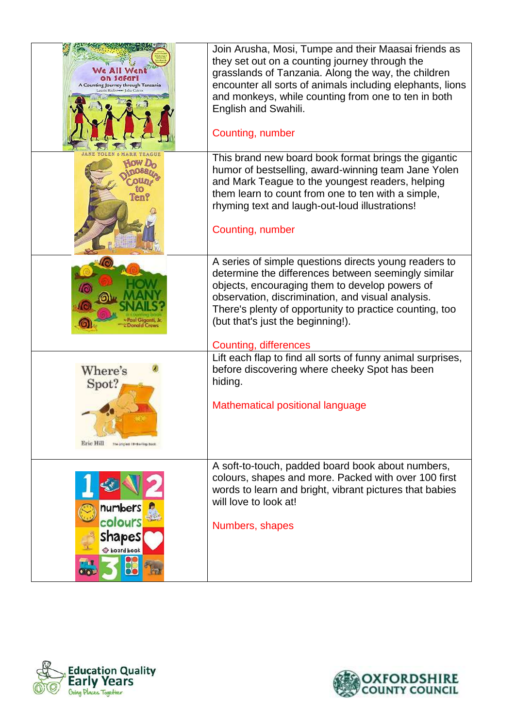| | |
|---|---|
| | Join Arusha, Mosi, Tumpe and their Maasai friends as they set out on a counting journey through the grasslands of Tanzania. Along the way, the children encounter all sorts of animals including elephants, lions and monkeys, while counting from one to ten in both English and Swahili.<br><br>Counting, number |
| | This brand new board book format brings the gigantic humor of bestselling, award-winning team Jane Yolen and Mark Teague to the youngest readers, helping them learn to count from one to ten with a simple, rhyming text and laugh-out-loud illustrations!<br><br>Counting, number |
| | A series of simple questions directs young readers to determine the differences between seemingly similar objects, encouraging them to develop powers of observation, discrimination, and visual analysis. There's plenty of opportunity to practice counting, too (but that's just the beginning!).<br><br>Counting, differences |
| | Lift each flap to find all sorts of funny animal surprises, before discovering where cheeky Spot has been hiding.<br><br>Mathematical positional language |
| | A soft-to-touch, padded board book about numbers, colours, shapes and more. Packed with over 100 first words to learn and bright, vibrant pictures that babies will love to look at!<br><br>Numbers, shapes |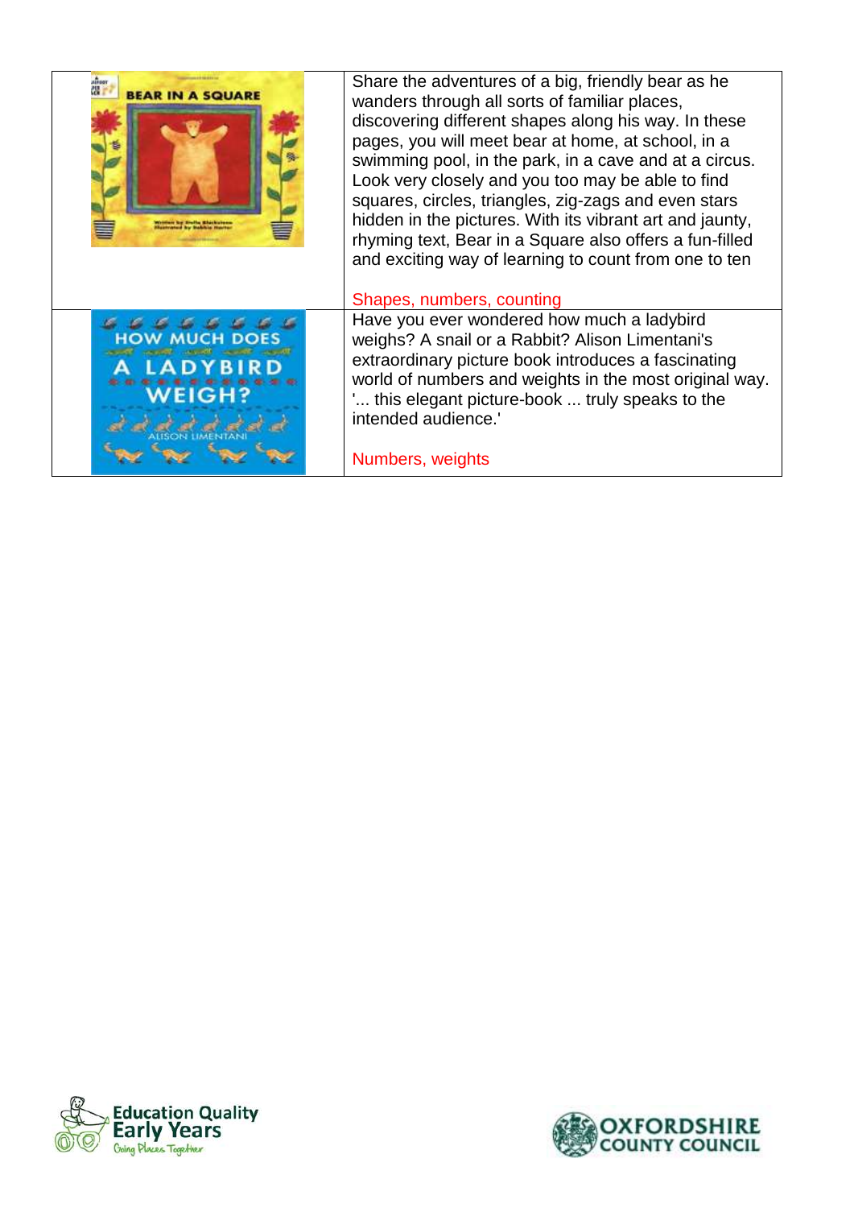| | |
|---|---|
| | Share the adventures of a big, friendly bear as he wanders through all sorts of familiar places, discovering different shapes along his way. In these pages, you will meet bear at home, at school, in a swimming pool, in the park, in a cave and at a circus. Look very closely and you too may be able to find squares, circles, triangles, zig-zags and even stars hidden in the pictures. With its vibrant art and jaunty, rhyming text, Bear in a Square also offers a fun-filled and exciting way of learning to count from one to ten<br><br>Shapes, numbers, counting |
| | Have you ever wondered how much a ladybird weighs? A snail or a Rabbit? Alison Limentani's extraordinary picture book introduces a fascinating world of numbers and weights in the most original way. '... this elegant picture-book ... truly speaks to the intended audience.'<br><br>Numbers, weights |